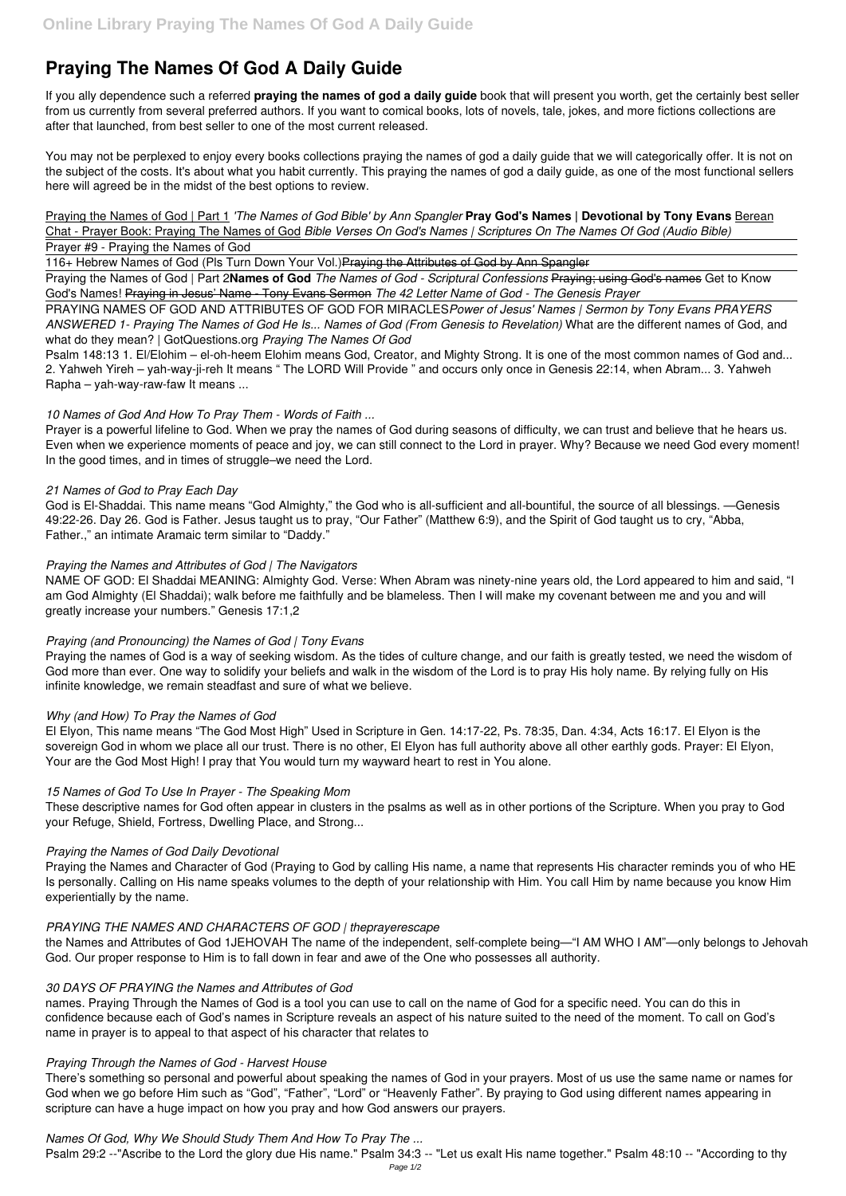# Praying The Names Of God A Daily Guide

If you ally dependence such a referred **praying the names of god a daily guide** book that will present you worth, get the certainly best seller from us currently from several preferred authors. If you want to comical books, lots of novels, tale, jokes, and more fictions collections are after that launched, from best seller to one of the most current released.

You may not be perplexed to enjoy every books collections praying the names of god a daily guide that we will categorically offer. It is not on the subject of the costs. It's about what you habit currently. This praying the names of god a daily guide, as one of the most functional sellers here will agreed be in the midst of the best options to review.

Praying the Names of God | Part 1 *'The Names of God Bible' by Ann Spangler* **Pray God's Names | Devotional by Tony Evans** Berean Chat - Prayer Book: Praying The Names of God *Bible Verses On God's Names | Scriptures On The Names Of God (Audio Bible)*

Prayer #9 - Praying the Names of God

116+ Hebrew Names of God (Pls Turn Down Your Vol.)~~Praying the Attributes of God by Ann Spangler~~

Praying the Names of God | Part 2**Names of God** *The Names of God - Scriptural Confessions* ~~Praying; using God's names~~ Get to Know God's Names! ~~Praying in Jesus' Name - Tony Evans Sermon~~ *The 42 Letter Name of God - The Genesis Prayer*

PRAYING NAMES OF GOD AND ATTRIBUTES OF GOD FOR MIRACLES*Power of Jesus' Names | Sermon by Tony Evans PRAYERS ANSWERED 1- Praying The Names of God He Is... Names of God (From Genesis to Revelation)* What are the different names of God, and what do they mean? | GotQuestions.org *Praying The Names Of God*

Psalm 148:13 1. El/Elohim – el-oh-heem Elohim means God, Creator, and Mighty Strong. It is one of the most common names of God and... 2. Yahweh Yireh – yah-way-ji-reh It means " The LORD Will Provide " and occurs only once in Genesis 22:14, when Abram... 3. Yahweh Rapha – yah-way-raw-faw It means ...

*10 Names of God And How To Pray Them - Words of Faith ...*

Prayer is a powerful lifeline to God. When we pray the names of God during seasons of difficulty, we can trust and believe that he hears us. Even when we experience moments of peace and joy, we can still connect to the Lord in prayer. Why? Because we need God every moment! In the good times, and in times of struggle–we need the Lord.

*21 Names of God to Pray Each Day*

God is El-Shaddai. This name means "God Almighty," the God who is all-sufficient and all-bountiful, the source of all blessings. —Genesis 49:22-26. Day 26. God is Father. Jesus taught us to pray, "Our Father" (Matthew 6:9), and the Spirit of God taught us to cry, "Abba, Father.," an intimate Aramaic term similar to "Daddy."

*Praying the Names and Attributes of God | The Navigators*

NAME OF GOD: El Shaddai MEANING: Almighty God. Verse: When Abram was ninety-nine years old, the Lord appeared to him and said, "I am God Almighty (El Shaddai); walk before me faithfully and be blameless. Then I will make my covenant between me and you and will greatly increase your numbers." Genesis 17:1,2

*Praying (and Pronouncing) the Names of God | Tony Evans*

Praying the names of God is a way of seeking wisdom. As the tides of culture change, and our faith is greatly tested, we need the wisdom of God more than ever. One way to solidify your beliefs and walk in the wisdom of the Lord is to pray His holy name. By relying fully on His infinite knowledge, we remain steadfast and sure of what we believe.

*Why (and How) To Pray the Names of God*

El Elyon, This name means "The God Most High" Used in Scripture in Gen. 14:17-22, Ps. 78:35, Dan. 4:34, Acts 16:17. El Elyon is the sovereign God in whom we place all our trust. There is no other, El Elyon has full authority above all other earthly gods. Prayer: El Elyon, Your are the God Most High! I pray that You would turn my wayward heart to rest in You alone.

*15 Names of God To Use In Prayer - The Speaking Mom*

These descriptive names for God often appear in clusters in the psalms as well as in other portions of the Scripture. When you pray to God your Refuge, Shield, Fortress, Dwelling Place, and Strong...

*Praying the Names of God Daily Devotional*

Praying the Names and Character of God (Praying to God by calling His name, a name that represents His character reminds you of who HE Is personally. Calling on His name speaks volumes to the depth of your relationship with Him. You call Him by name because you know Him experientially by the name.

*PRAYING THE NAMES AND CHARACTERS OF GOD | theprayerescape*

the Names and Attributes of God 1JEHOVAH The name of the independent, self-complete being—"I AM WHO I AM"—only belongs to Jehovah God. Our proper response to Him is to fall down in fear and awe of the One who possesses all authority.

*30 DAYS OF PRAYING the Names and Attributes of God*

names. Praying Through the Names of God is a tool you can use to call on the name of God for a specific need. You can do this in confidence because each of God's names in Scripture reveals an aspect of his nature suited to the need of the moment. To call on God's name in prayer is to appeal to that aspect of his character that relates to

*Praying Through the Names of God - Harvest House*

There's something so personal and powerful about speaking the names of God in your prayers. Most of us use the same name or names for God when we go before Him such as "God", "Father", "Lord" or "Heavenly Father". By praying to God using different names appearing in scripture can have a huge impact on how you pray and how God answers our prayers.

*Names Of God, Why We Should Study Them And How To Pray The ...*

Psalm 29:2 --"Ascribe to the Lord the glory due His name." Psalm 34:3 -- "Let us exalt His name together." Psalm 48:10 -- "According to thy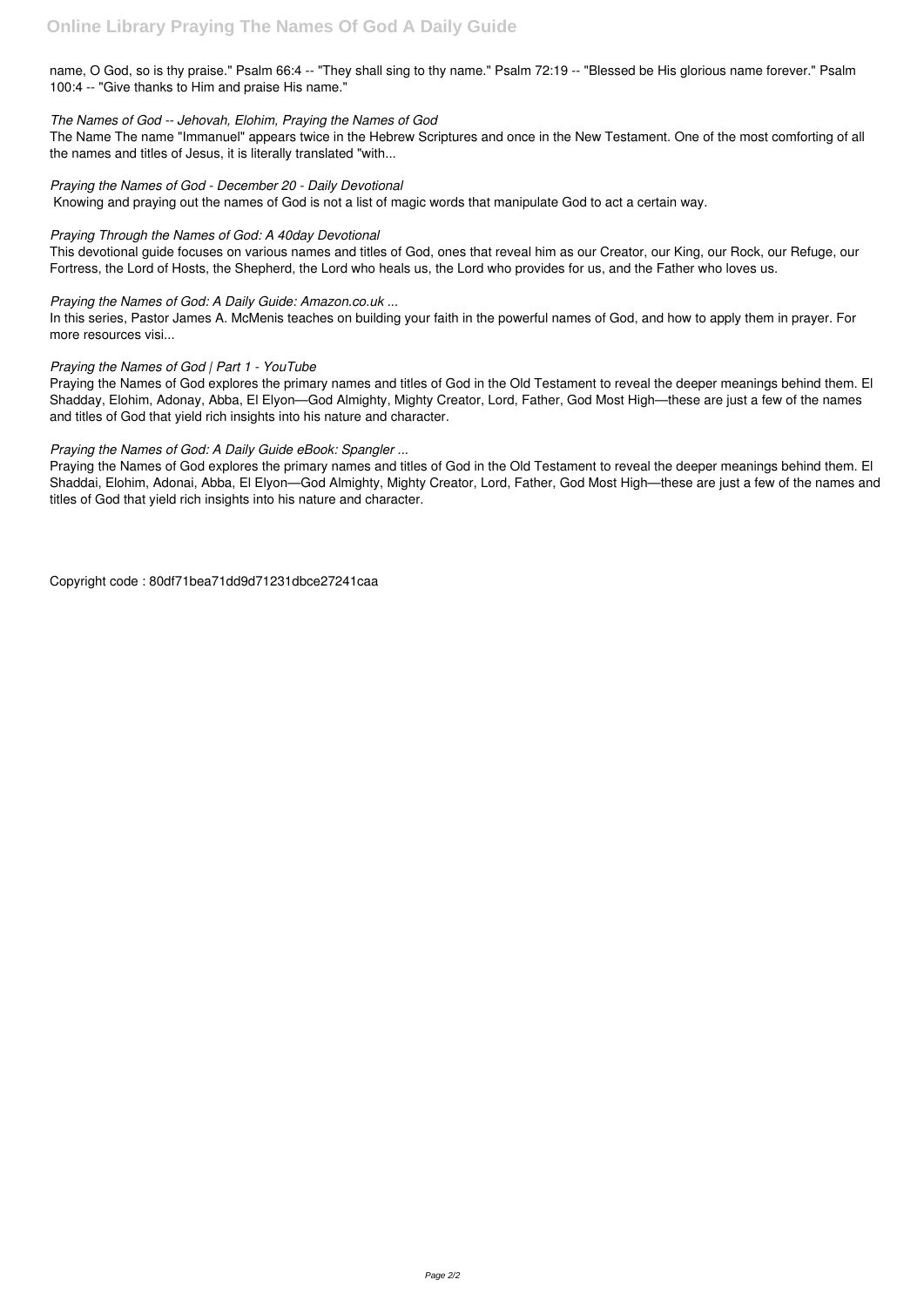name, O God, so is thy praise." Psalm 66:4 -- "They shall sing to thy name." Psalm 72:19 -- "Blessed be His glorious name forever." Psalm 100:4 -- "Give thanks to Him and praise His name."

*The Names of God -- Jehovah, Elohim, Praying the Names of God*

The Name The name "Immanuel" appears twice in the Hebrew Scriptures and once in the New Testament. One of the most comforting of all the names and titles of Jesus, it is literally translated "with...

*Praying the Names of God - December 20 - Daily Devotional*

Knowing and praying out the names of God is not a list of magic words that manipulate God to act a certain way.

*Praying Through the Names of God: A 40day Devotional*

This devotional guide focuses on various names and titles of God, ones that reveal him as our Creator, our King, our Rock, our Refuge, our Fortress, the Lord of Hosts, the Shepherd, the Lord who heals us, the Lord who provides for us, and the Father who loves us.

*Praying the Names of God: A Daily Guide: Amazon.co.uk ...*

In this series, Pastor James A. McMenis teaches on building your faith in the powerful names of God, and how to apply them in prayer. For more resources visi...

*Praying the Names of God | Part 1 - YouTube*

Praying the Names of God explores the primary names and titles of God in the Old Testament to reveal the deeper meanings behind them. El Shadday, Elohim, Adonay, Abba, El Elyon—God Almighty, Mighty Creator, Lord, Father, God Most High—these are just a few of the names and titles of God that yield rich insights into his nature and character.

*Praying the Names of God: A Daily Guide eBook: Spangler ...*

Praying the Names of God explores the primary names and titles of God in the Old Testament to reveal the deeper meanings behind them. El Shaddai, Elohim, Adonai, Abba, El Elyon—God Almighty, Mighty Creator, Lord, Father, God Most High—these are just a few of the names and titles of God that yield rich insights into his nature and character.

Copyright code : 80df71bea71dd9d71231dbce27241caa